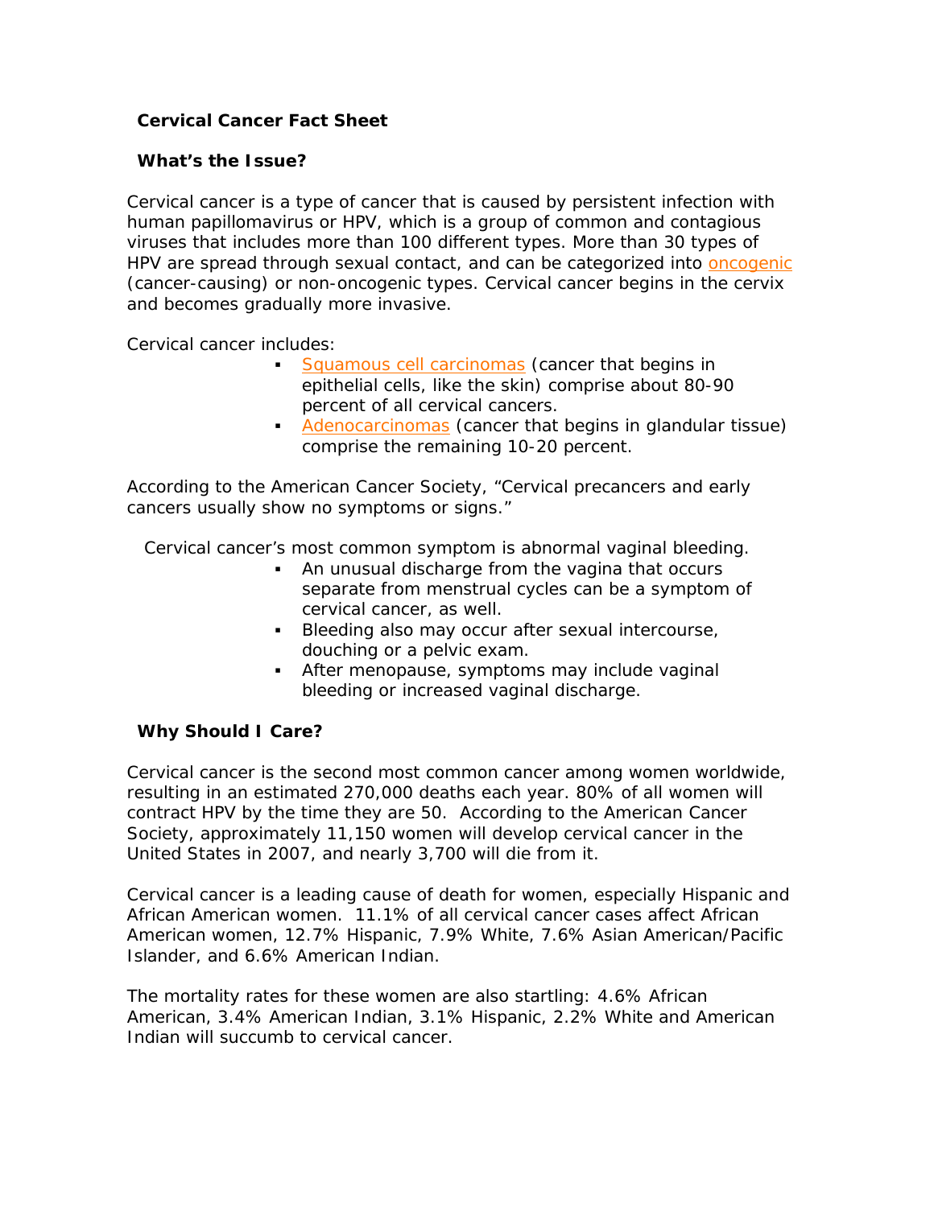## Cervical Cancer Fact Sheet

### What's the Issue?

Cervical cancer is a type of cancer that is caused by persistent infection with human papillomavirus or HPV, which is a group of common and contagious viruses that includes more than 100 different types. More than 30 types of HPV are spread through sexual contact, and can be categorized into oncogenic (cancer-causing) or non-oncogenic types. Cervical cancer begins in the cervix and becomes gradually more invasive.

Cervical cancer includes:

- Squamous cell carcinomas (cancer that begins in epithelial cells, like the skin) comprise about 80-90 percent of all cervical cancers.
- Adenocarcinomas (cancer that begins in glandular tissue) comprise the remaining 10-20 percent.

According to the American Cancer Society, "Cervical precancers and early cancers usually show no symptoms or signs."

Cervical cancer's most common symptom is abnormal vaginal bleeding.

- An unusual discharge from the vagina that occurs separate from menstrual cycles can be a symptom of cervical cancer, as well.
- Bleeding also may occur after sexual intercourse, douching or a pelvic exam.
- After menopause, symptoms may include vaginal bleeding or increased vaginal discharge.

### Why Should I Care?

Cervical cancer is the second most common cancer among women worldwide, resulting in an estimated 270,000 deaths each year. 80% of all women will contract HPV by the time they are 50. According to the American Cancer Society, approximately 11,150 women will develop cervical cancer in the United States in 2007, and nearly 3,700 will die from it.

Cervical cancer is a leading cause of death for women, especially Hispanic and African American women. 11.1% of all cervical cancer cases affect African American women, 12.7% Hispanic, 7.9% White, 7.6% Asian American/Pacific Islander, and 6.6% American Indian.

The mortality rates for these women are also startling: 4.6% African American, 3.4% American Indian, 3.1% Hispanic, 2.2% White and American Indian will succumb to cervical cancer.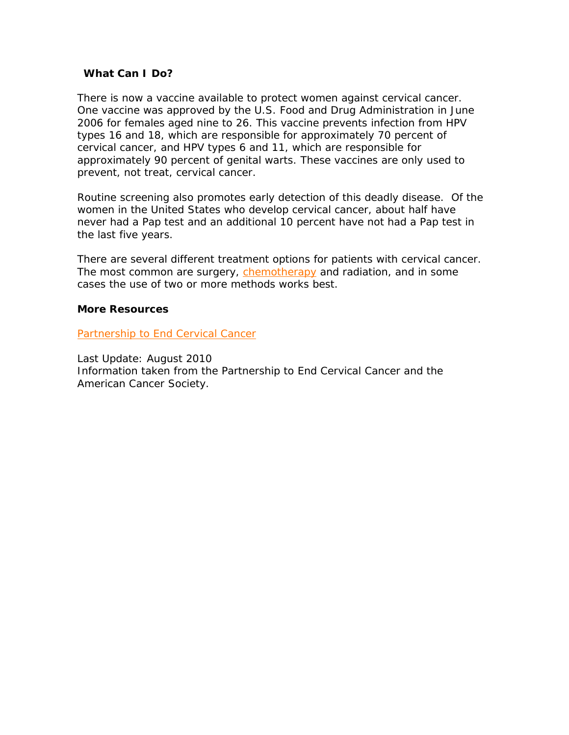## What Can I Do?

There is now a vaccine available to protect women against cervical cancer. One vaccine was approved by the U.S. Food and Drug Administration in June 2006 for females aged nine to 26. This vaccine prevents infection from HPV types 16 and 18, which are responsible for approximately 70 percent of cervical cancer, and HPV types 6 and 11, which are responsible for approximately 90 percent of genital warts. These vaccines are only used to prevent, not treat, cervical cancer.

Routine screening also promotes early detection of this deadly disease. Of the women in the United States who develop cervical cancer, about half have never had a Pap test and an additional 10 percent have not had a Pap test in the last five years.

There are several different treatment options for patients with cervical cancer. The most common are surgery, chemotherapy and radiation, and in some cases the use of two or more methods works best.

**More Resources**

Partnership to End Cervical Cancer

Last Update: August 2010
Information taken from the Partnership to End Cervical Cancer and the American Cancer Society.